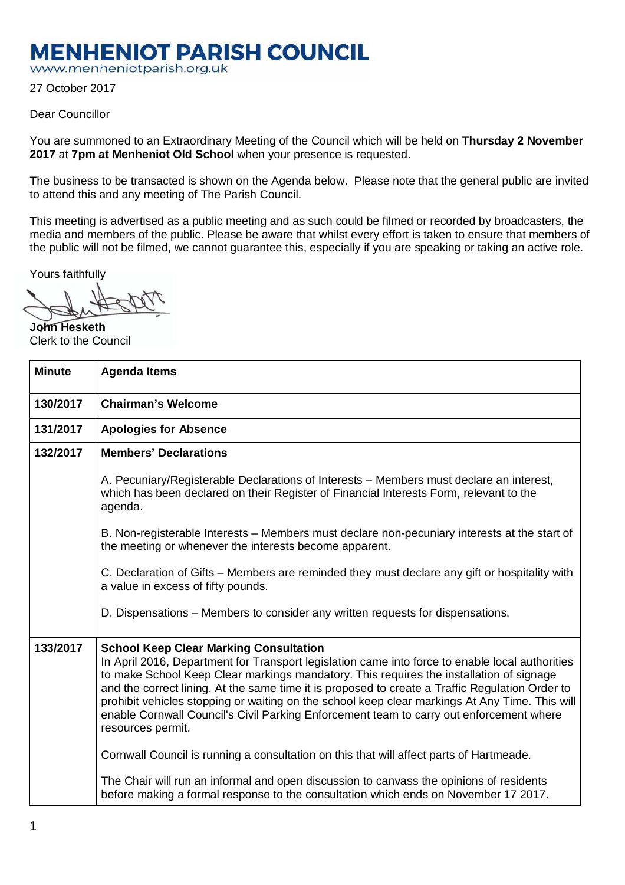# MENHENIOT PARISH COUNCIL

www.menheniotparish.org.uk

27 October 2017

Dear Councillor

You are summoned to an Extraordinary Meeting of the Council which will be held on **Thursday 2 November 2017** at **7pm at Menheniot Old School** when your presence is requested.

The business to be transacted is shown on the Agenda below. Please note that the general public are invited to attend this and any meeting of The Parish Council.

This meeting is advertised as a public meeting and as such could be filmed or recorded by broadcasters, the media and members of the public. Please be aware that whilst every effort is taken to ensure that members of the public will not be filmed, we cannot guarantee this, especially if you are speaking or taking an active role.

Yours faithfully

**John Hesketh**
Clerk to the Council

| Minute | Agenda Items |
|---|---|
| **130/2017** | **Chairman's Welcome** |
| **131/2017** | **Apologies for Absence** |
| **132/2017** | **Members' Declarations**<br><br>A. Pecuniary/Registerable Declarations of Interests – Members must declare an interest, which has been declared on their Register of Financial Interests Form, relevant to the agenda.<br><br>B. Non-registerable Interests – Members must declare non-pecuniary interests at the start of the meeting or whenever the interests become apparent.<br><br>C. Declaration of Gifts – Members are reminded they must declare any gift or hospitality with a value in excess of fifty pounds.<br><br>D. Dispensations – Members to consider any written requests for dispensations. |
| **133/2017** | **School Keep Clear Marking Consultation**<br>In April 2016, Department for Transport legislation came into force to enable local authorities to make School Keep Clear markings mandatory. This requires the installation of signage and the correct lining. At the same time it is proposed to create a Traffic Regulation Order to prohibit vehicles stopping or waiting on the school keep clear markings At Any Time. This will enable Cornwall Council's Civil Parking Enforcement team to carry out enforcement where resources permit.<br><br>Cornwall Council is running a consultation on this that will affect parts of Hartmeade.<br><br>The Chair will run an informal and open discussion to canvass the opinions of residents before making a formal response to the consultation which ends on November 17 2017. |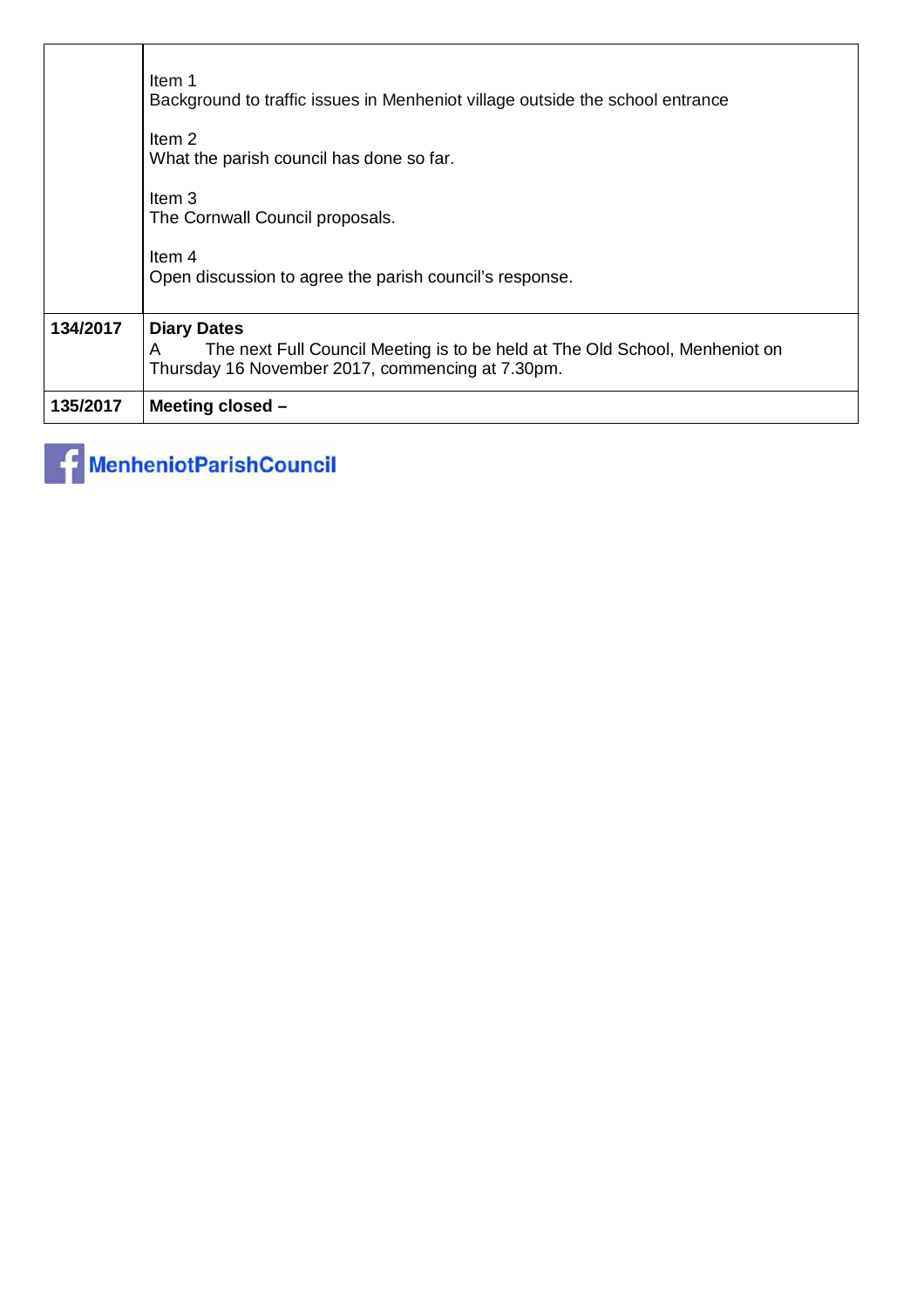| | |
|---|---|
| | Item 1<br>Background to traffic issues in Menheniot village outside the school entrance<br><br>Item 2<br>What the parish council has done so far.<br><br>Item 3<br>The Cornwall Council proposals.<br><br>Item 4<br>Open discussion to agree the parish council's response. |
| **134/2017** | **Diary Dates**<br>A The next Full Council Meeting is to be held at The Old School, Menheniot on Thursday 16 November 2017, commencing at 7.30pm. |
| **135/2017** | **Meeting closed –** |

MenheniotParishCouncil